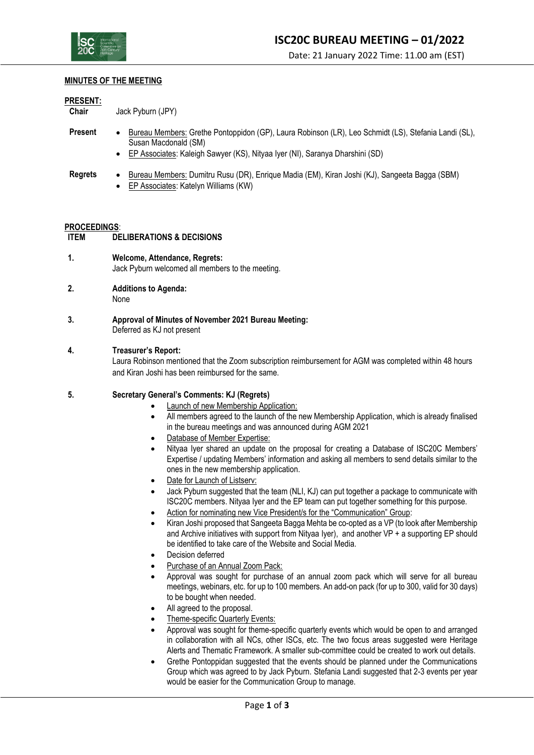# ISC20C BUREAU MEETING – 01/2022

Date: 21 January 2022 Time: 11.00 am (EST)

## MINUTES OF THE MEETING

**PRESENT:**

**Chair** Jack Pyburn (JPY)

**Present**

- Bureau Members: Grethe Pontoppidon (GP), Laura Robinson (LR), Leo Schmidt (LS), Stefania Landi (SL), Susan Macdonald (SM)
- EP Associates: Kaleigh Sawyer (KS), Nityaa Iyer (NI), Saranya Dharshini (SD)

**Regrets**

- Bureau Members: Dumitru Rusu (DR), Enrique Madia (EM), Kiran Joshi (KJ), Sangeeta Bagga (SBM)
- EP Associates: Katelyn Williams (KW)

**PROCEEDINGS**:

| ITEM | DELIBERATIONS & DECISIONS |
|---|---|

**1. Welcome, Attendance, Regrets:**
Jack Pyburn welcomed all members to the meeting.

**2. Additions to Agenda:**
None

**3. Approval of Minutes of November 2021 Bureau Meeting:**
Deferred as KJ not present

**4. Treasurer's Report:**
Laura Robinson mentioned that the Zoom subscription reimbursement for AGM was completed within 48 hours and Kiran Joshi has been reimbursed for the same.

**5. Secretary General's Comments: KJ (Regrets)**

- Launch of new Membership Application:
- All members agreed to the launch of the new Membership Application, which is already finalised in the bureau meetings and was announced during AGM 2021
- Database of Member Expertise:
- Nityaa Iyer shared an update on the proposal for creating a Database of ISC20C Members' Expertise / updating Members' information and asking all members to send details similar to the ones in the new membership application.
- Date for Launch of Listserv:
- Jack Pyburn suggested that the team (NLI, KJ) can put together a package to communicate with ISC20C members. Nityaa Iyer and the EP team can put together something for this purpose.
- Action for nominating new Vice President/s for the "Communication" Group:
- Kiran Joshi proposed that Sangeeta Bagga Mehta be co-opted as a VP (to look after Membership and Archive initiatives with support from Nityaa Iyer), and another VP + a supporting EP should be identified to take care of the Website and Social Media.
- Decision deferred
- Purchase of an Annual Zoom Pack:
- Approval was sought for purchase of an annual zoom pack which will serve for all bureau meetings, webinars, etc. for up to 100 members. An add-on pack (for up to 300, valid for 30 days) to be bought when needed.
- All agreed to the proposal.
- Theme-specific Quarterly Events:
- Approval was sought for theme-specific quarterly events which would be open to and arranged in collaboration with all NCs, other ISCs, etc. The two focus areas suggested were Heritage Alerts and Thematic Framework. A smaller sub-committee could be created to work out details.
- Grethe Pontoppidan suggested that the events should be planned under the Communications Group which was agreed to by Jack Pyburn. Stefania Landi suggested that 2-3 events per year would be easier for the Communication Group to manage.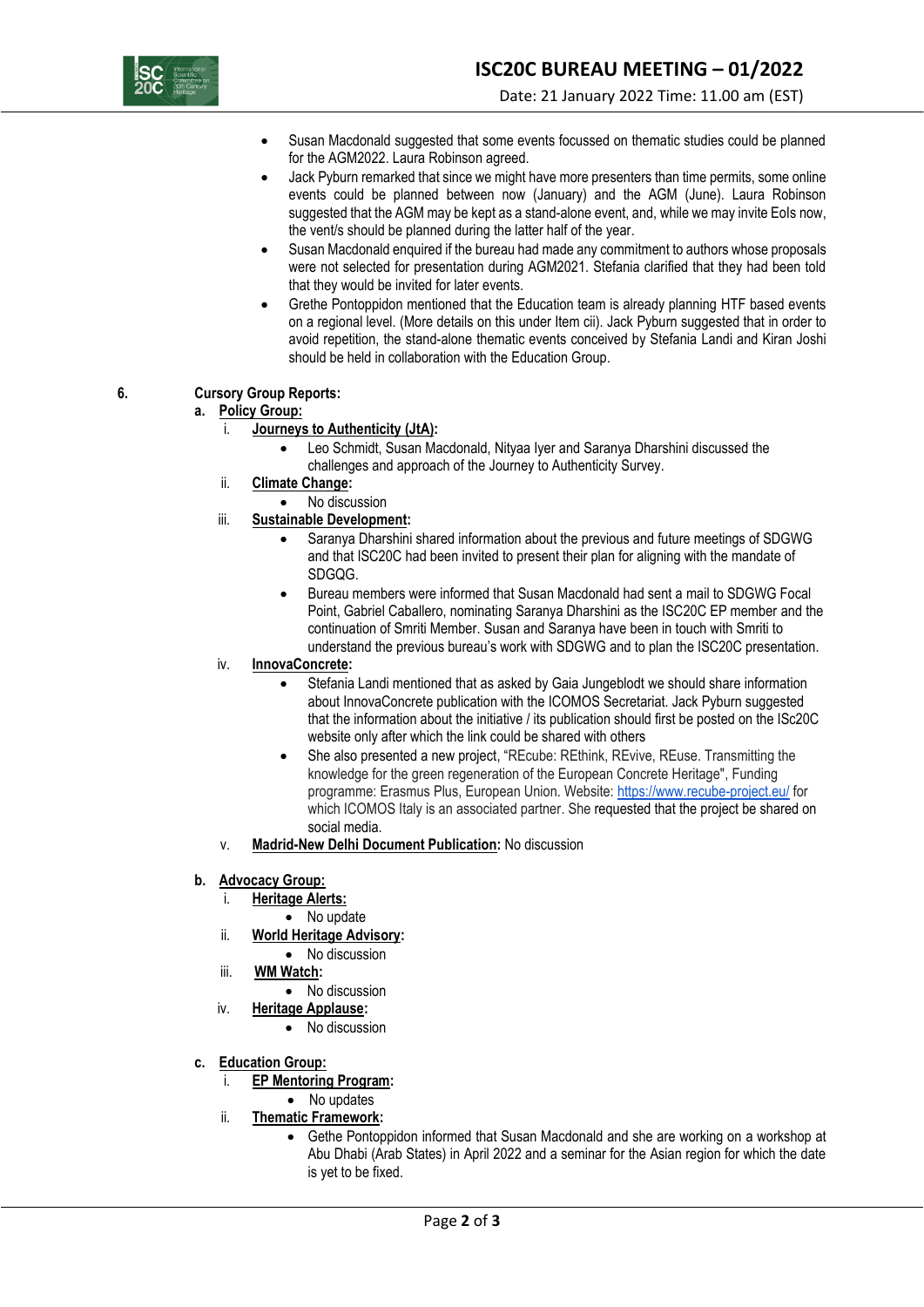- Susan Macdonald suggested that some events focussed on thematic studies could be planned for the AGM2022. Laura Robinson agreed.
- Jack Pyburn remarked that since we might have more presenters than time permits, some online events could be planned between now (January) and the AGM (June). Laura Robinson suggested that the AGM may be kept as a stand-alone event, and, while we may invite EoIs now, the vent/s should be planned during the latter half of the year.
- Susan Macdonald enquired if the bureau had made any commitment to authors whose proposals were not selected for presentation during AGM2021. Stefania clarified that they had been told that they would be invited for later events.
- Grethe Pontoppidon mentioned that the Education team is already planning HTF based events on a regional level. (More details on this under Item cii). Jack Pyburn suggested that in order to avoid repetition, the stand-alone thematic events conceived by Stefania Landi and Kiran Joshi should be held in collaboration with the Education Group.

**6. Cursory Group Reports:**

**a. Policy Group:**

i. **Journeys to Authenticity (JtA):**
- Leo Schmidt, Susan Macdonald, Nityaa Iyer and Saranya Dharshini discussed the challenges and approach of the Journey to Authenticity Survey.

ii. **Climate Change:**
- No discussion

iii. **Sustainable Development:**
- Saranya Dharshini shared information about the previous and future meetings of SDGWG and that ISC20C had been invited to present their plan for aligning with the mandate of SDGQG.
- Bureau members were informed that Susan Macdonald had sent a mail to SDGWG Focal Point, Gabriel Caballero, nominating Saranya Dharshini as the ISC20C EP member and the continuation of Smriti Member. Susan and Saranya have been in touch with Smriti to understand the previous bureau's work with SDGWG and to plan the ISC20C presentation.

iv. **InnovaConcrete:**
- Stefania Landi mentioned that as asked by Gaia Jungeblodt we should share information about InnovaConcrete publication with the ICOMOS Secretariat. Jack Pyburn suggested that the information about the initiative / its publication should first be posted on the ISc20C website only after which the link could be shared with others
- She also presented a new project, "REcube: REthink, REvive, REuse. Transmitting the knowledge for the green regeneration of the European Concrete Heritage", Funding programme: Erasmus Plus, European Union. Website: https://www.recube-project.eu/ for which ICOMOS Italy is an associated partner. She requested that the project be shared on social media.

v. **Madrid-New Delhi Document Publication:** No discussion

**b. Advocacy Group:**

i. **Heritage Alerts:**
- No update

ii. **World Heritage Advisory:**
- No discussion

iii. **WM Watch:**
- No discussion

iv. **Heritage Applause:**
- No discussion

**c. Education Group:**

i. **EP Mentoring Program:**
- No updates

ii. **Thematic Framework:**
- Gethe Pontoppidon informed that Susan Macdonald and she are working on a workshop at Abu Dhabi (Arab States) in April 2022 and a seminar for the Asian region for which the date is yet to be fixed.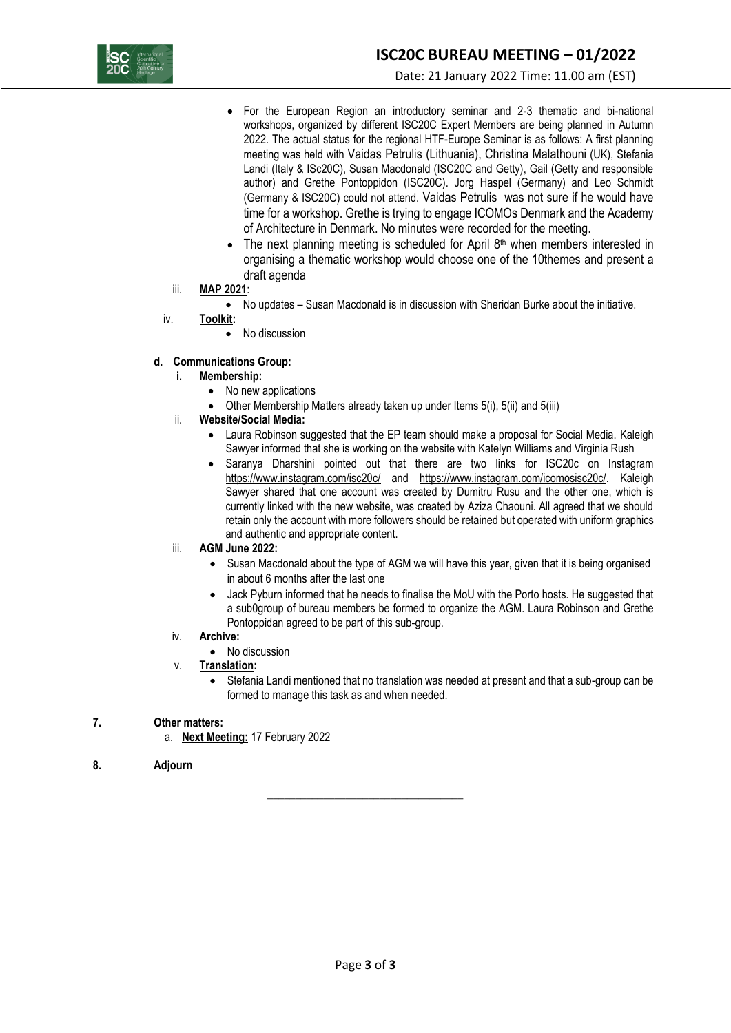- For the European Region an introductory seminar and 2-3 thematic and bi-national workshops, organized by different ISC20C Expert Members are being planned in Autumn 2022. The actual status for the regional HTF-Europe Seminar is as follows: A first planning meeting was held with Vaidas Petrulis (Lithuania), Christina Malathouni (UK), Stefania Landi (Italy & ISc20C), Susan Macdonald (ISC20C and Getty), Gail (Getty and responsible author) and Grethe Pontoppidon (ISC20C). Jorg Haspel (Germany) and Leo Schmidt (Germany & ISC20C) could not attend. Vaidas Petrulis was not sure if he would have time for a workshop. Grethe is trying to engage ICOMOs Denmark and the Academy of Architecture in Denmark. No minutes were recorded for the meeting.
- The next planning meeting is scheduled for April 8th when members interested in organising a thematic workshop would choose one of the 10themes and present a draft agenda

iii. **MAP 2021**:

- No updates – Susan Macdonald is in discussion with Sheridan Burke about the initiative.

iv. **Toolkit:**

- No discussion

**d. Communications Group:**

**i. Membership:**

- No new applications
- Other Membership Matters already taken up under Items 5(i), 5(ii) and 5(iii)

ii. **Website/Social Media:**

- Laura Robinson suggested that the EP team should make a proposal for Social Media. Kaleigh Sawyer informed that she is working on the website with Katelyn Williams and Virginia Rush
- Saranya Dharshini pointed out that there are two links for ISC20c on Instagram https://www.instagram.com/isc20c/ and https://www.instagram.com/icomosisc20c/. Kaleigh Sawyer shared that one account was created by Dumitru Rusu and the other one, which is currently linked with the new website, was created by Aziza Chaouni. All agreed that we should retain only the account with more followers should be retained but operated with uniform graphics and authentic and appropriate content.

iii. **AGM June 2022:**

- Susan Macdonald about the type of AGM we will have this year, given that it is being organised in about 6 months after the last one
- Jack Pyburn informed that he needs to finalise the MoU with the Porto hosts. He suggested that a sub0group of bureau members be formed to organize the AGM. Laura Robinson and Grethe Pontoppidan agreed to be part of this sub-group.

iv. **Archive:**

- No discussion

v. **Translation:**

- Stefania Landi mentioned that no translation was needed at present and that a sub-group can be formed to manage this task as and when needed.

**7. Other matters:**

a. **Next Meeting:** 17 February 2022

**8. Adjourn**

---